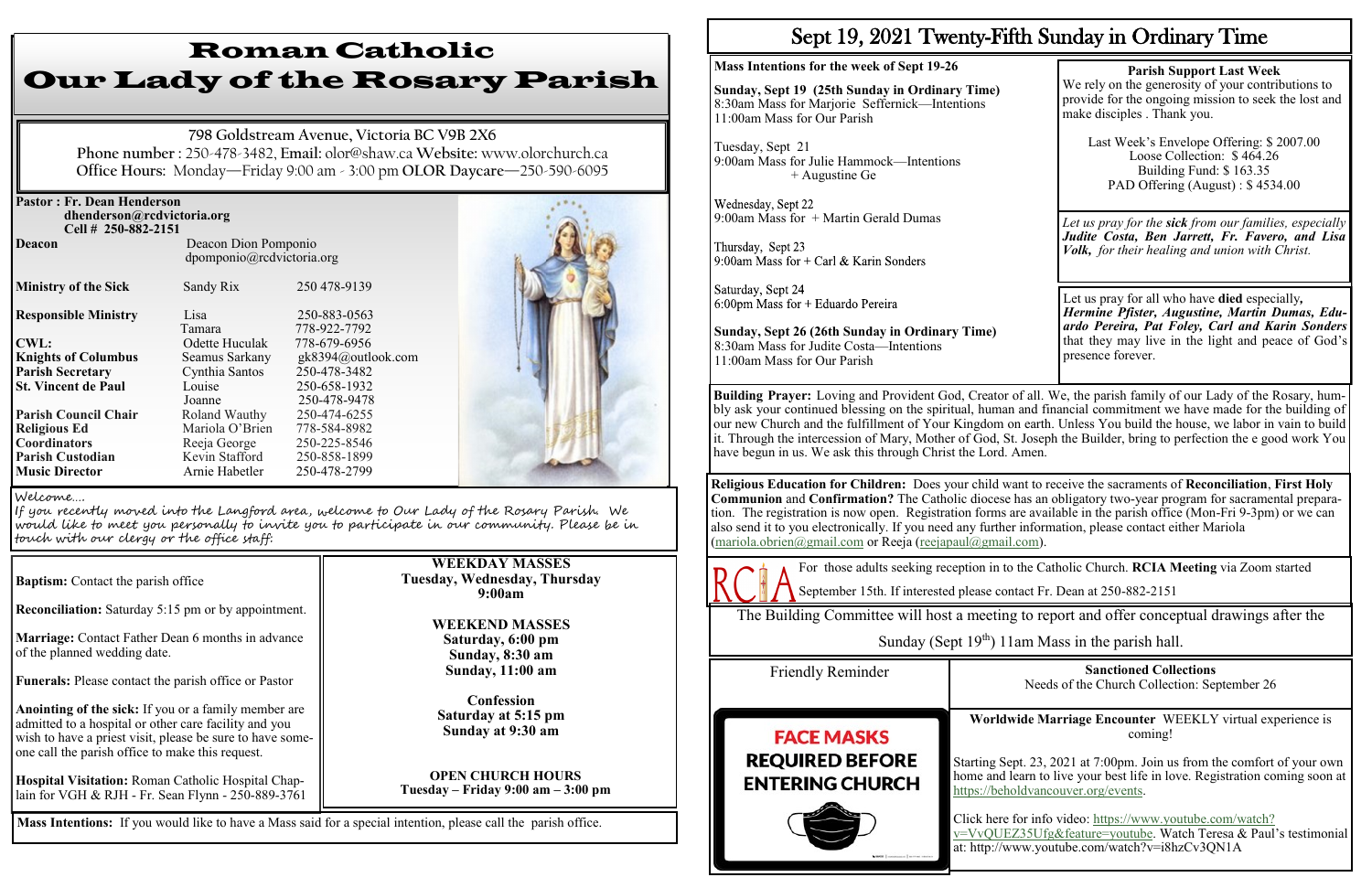# Roman Catholic Our Lady of the Rosary Parish

798 Goldstream Avenue, Victoria BC V9B 2X6
**Phone number** : 250-478-3482, **Email:** olor@shaw.ca **Website:** www.olorchurch.ca
**Office Hours:** Monday—Friday 9:00 am - 3:00 pm **OLOR Daycare**—250-590-6095

**Pastor : Fr. Dean Henderson**
**dhenderson@rcdvictoria.org**
**Cell # 250-882-2151**

| | | |
|---|---|---|
| **Deacon** | Deacon Dion Pomponio dpomponio@rcdvictoria.org | |
| **Ministry of the Sick** | Sandy Rix | 250 478-9139 |
| **Responsible Ministry** | Lisa | 250-883-0563 |
| | Tamara | 778-922-7792 |
| **CWL:** | Odette Huculak | 778-679-6956 |
| **Knights of Columbus** | Seamus Sarkany | gk8394@outlook.com |
| **Parish Secretary** | Cynthia Santos | 250-478-3482 |
| **St. Vincent de Paul** | Louise | 250-658-1932 |
| | Joanne | 250-478-9478 |
| **Parish Council Chair** | Roland Wauthy | 250-474-6255 |
| **Religious Ed** | Mariola O'Brien | 778-584-8982 |
| **Coordinators** | Reeja George | 250-225-8546 |
| **Parish Custodian** | Kevin Stafford | 250-858-1899 |
| **Music Director** | Arnie Habetler | 250-478-2799 |

Welcome....
If you recently moved into the Langford area, welcome to Our Lady of the Rosary Parish. We would like to meet you personally to invite you to participate in our community. Please be in touch with our clergy or the office staff.

**Baptism:** Contact the parish office

**Reconciliation:** Saturday 5:15 pm or by appointment.

**Marriage:** Contact Father Dean 6 months in advance of the planned wedding date.

**Funerals:** Please contact the parish office or Pastor

**Anointing of the sick:** If you or a family member are admitted to a hospital or other care facility and you wish to have a priest visit, please be sure to have someone call the parish office to make this request.

**Hospital Visitation:** Roman Catholic Hospital Chaplain for VGH & RJH - Fr. Sean Flynn - 250-889-3761

**WEEKDAY MASSES**
**Tuesday, Wednesday, Thursday**
**9:00am**

**WEEKEND MASSES**
**Saturday, 6:00 pm**
**Sunday, 8:30 am**
**Sunday, 11:00 am**

**Confession**
**Saturday at 5:15 pm**
**Sunday at 9:30 am**

**OPEN CHURCH HOURS**
**Tuesday – Friday 9:00 am – 3:00 pm**

**Mass Intentions:** If you would like to have a Mass said for a special intention, please call the parish office.

# Sept 19, 2021 Twenty-Fifth Sunday in Ordinary Time

**Mass Intentions for the week of Sept 19-26**

**Sunday, Sept 19 (25th Sunday in Ordinary Time)**
8:30am Mass for Marjorie Seffernick—Intentions
11:00am Mass for Our Parish

Tuesday, Sept 21
9:00am Mass for Julie Hammock—Intentions
+ Augustine Ge

Wednesday, Sept 22
9:00am Mass for + Martin Gerald Dumas

Thursday, Sept 23
9:00am Mass for + Carl & Karin Sonders

Saturday, Sept 24
6:00pm Mass for + Eduardo Pereira

**Sunday, Sept 26 (26th Sunday in Ordinary Time)**
8:30am Mass for Judite Costa—Intentions
11:00am Mass for Our Parish

**Parish Support Last Week**
We rely on the generosity of your contributions to provide for the ongoing mission to seek the lost and make disciples . Thank you.

Last Week's Envelope Offering: $ 2007.00
Loose Collection: $ 464.26
Building Fund: $ 163.35
PAD Offering (August) : $ 4534.00

*Let us pray for the **sick** from our families, especially **Judite Costa, Ben Jarrett, Fr. Favero, and Lisa Volk,** for their healing and union with Christ.*

Let us pray for all who have **died** especially, ***Hermine Pfister, Augustine, Martin Dumas, Eduardo Pereira, Pat Foley, Carl and Karin Sonders*** that they may live in the light and peace of God's presence forever.

**Building Prayer:** Loving and Provident God, Creator of all. We, the parish family of our Lady of the Rosary, humbly ask your continued blessing on the spiritual, human and financial commitment we have made for the building of our new Church and the fulfillment of Your Kingdom on earth. Unless You build the house, we labor in vain to build it. Through the intercession of Mary, Mother of God, St. Joseph the Builder, bring to perfection the e good work You have begun in us. We ask this through Christ the Lord. Amen.

**Religious Education for Children:** Does your child want to receive the sacraments of **Reconciliation**, **First Holy Communion** and **Confirmation?** The Catholic diocese has an obligatory two-year program for sacramental preparation. The registration is now open. Registration forms are available in the parish office (Mon-Fri 9-3pm) or we can also send it to you electronically. If you need any further information, please contact either Mariola (mariola.obrien@gmail.com or Reeja (reejapaul@gmail.com).

RCIA For those adults seeking reception in to the Catholic Church. **RCIA Meeting** via Zoom started September 15th. If interested please contact Fr. Dean at 250-882-2151

The Building Committee will host a meeting to report and offer conceptual drawings after the Sunday (Sept 19th) 11am Mass in the parish hall.

Friendly Reminder

FACE MASKS REQUIRED BEFORE ENTERING CHURCH

**Sanctioned Collections**
Needs of the Church Collection: September 26

**Worldwide Marriage Encounter** WEEKLY virtual experience is coming!

Starting Sept. 23, 2021 at 7:00pm. Join us from the comfort of your own home and learn to live your best life in love. Registration coming soon at https://beholdvancouver.org/events.

Click here for info video: https://www.youtube.com/watch?v=VvQUEZ35Ufg&feature=youtube. Watch Teresa & Paul's testimonial at: http://www.youtube.com/watch?v=i8hzCv3QN1A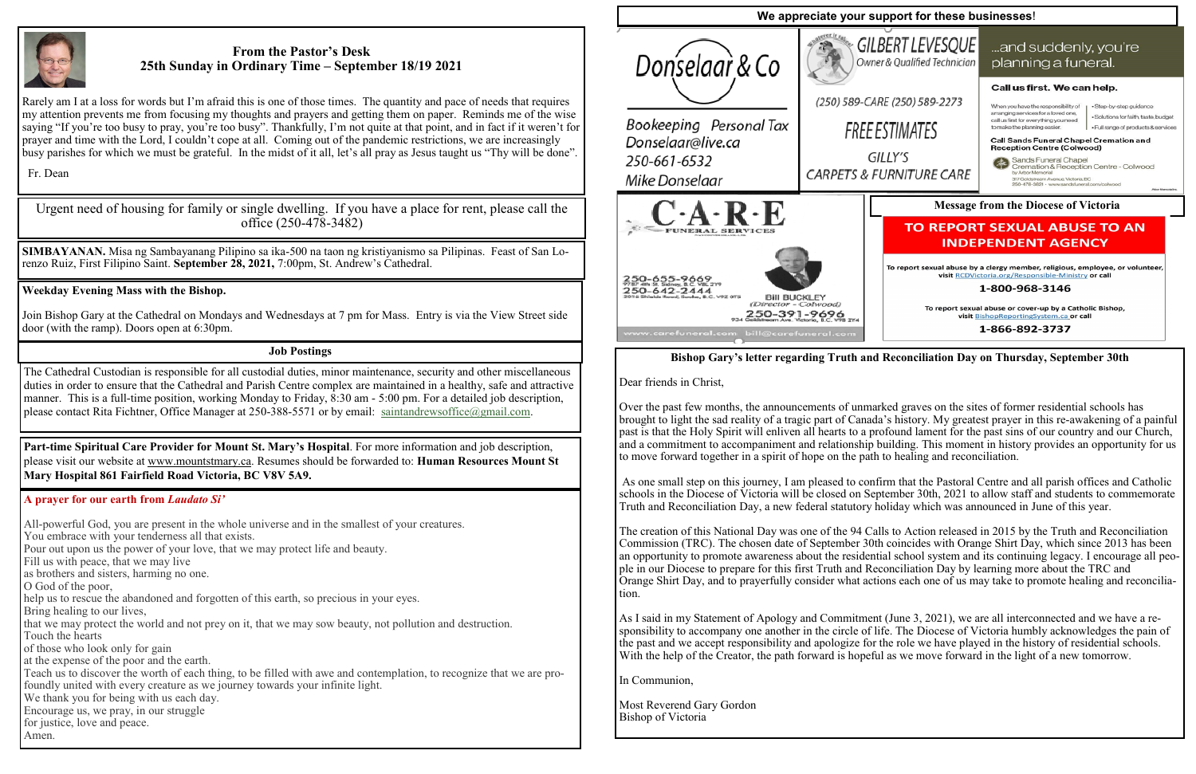## From the Pastor's Desk
### 25th Sunday in Ordinary Time – September 18/19 2021

Rarely am I at a loss for words but I'm afraid this is one of those times. The quantity and pace of needs that requires my attention prevents me from focusing my thoughts and prayers and getting them on paper. Reminds me of the wise saying "If you're too busy to pray, you're too busy". Thankfully, I'm not quite at that point, and in fact if it weren't for prayer and time with the Lord, I couldn't cope at all. Coming out of the pandemic restrictions, we are increasingly busy parishes for which we must be grateful. In the midst of it all, let's all pray as Jesus taught us "Thy will be done".

Fr. Dean

Urgent need of housing for family or single dwelling. If you have a place for rent, please call the office (250-478-3482)

**SIMBAYANAN.** Misa ng Sambayanang Pilipino sa ika-500 na taon ng kristiyanismo sa Pilipinas. Feast of San Lorenzo Ruiz, First Filipino Saint. **September 28, 2021,** 7:00pm, St. Andrew's Cathedral.

**Weekday Evening Mass with the Bishop.**

Join Bishop Gary at the Cathedral on Mondays and Wednesdays at 7 pm for Mass. Entry is via the View Street side door (with the ramp). Doors open at 6:30pm.

### Job Postings

The Cathedral Custodian is responsible for all custodial duties, minor maintenance, security and other miscellaneous duties in order to ensure that the Cathedral and Parish Centre complex are maintained in a healthy, safe and attractive manner. This is a full-time position, working Monday to Friday, 8:30 am - 5:00 pm. For a detailed job description, please contact Rita Fichtner, Office Manager at 250-388-5571 or by email: saintandrewsoffice@gmail.com.

**Part-time Spiritual Care Provider for Mount St. Mary's Hospital**. For more information and job description, please visit our website at www.mountstmary.ca. Resumes should be forwarded to: **Human Resources Mount St Mary Hospital 861 Fairfield Road Victoria, BC V8V 5A9.**

### A prayer for our earth from *Laudato Si'*

All-powerful God, you are present in the whole universe and in the smallest of your creatures.
You embrace with your tenderness all that exists.
Pour out upon us the power of your love, that we may protect life and beauty.
Fill us with peace, that we may live
as brothers and sisters, harming no one.
O God of the poor,
help us to rescue the abandoned and forgotten of this earth, so precious in your eyes.
Bring healing to our lives,
that we may protect the world and not prey on it, that we may sow beauty, not pollution and destruction.
Touch the hearts
of those who look only for gain
at the expense of the poor and the earth.
Teach us to discover the worth of each thing, to be filled with awe and contemplation, to recognize that we are profoundly united with every creature as we journey towards your infinite light.
We thank you for being with us each day.
Encourage us, we pray, in our struggle
for justice, love and peace.
Amen.

### We appreciate your support for these businesses!

Donselaar & Co
Bookeeping Personal Tax
Donselaar@live.ca
250-661-6532
Mike Donselaar

GILBERT LEVESQUE
Owner & Qualified Technician
(250) 589-CARE (250) 589-2273
FREE ESTIMATES
GILLY'S
CARPETS & FURNITURE CARE

...and suddenly, you're planning a funeral.
Call us first. We can help.
When you have the responsibility of arranging services for a loved one, call us first for everything you need to make the planning easier.
• Step-by-step guidance
• Solutions for faith, taste, budget
• Full range of products & services
Call Sands Funeral Chapel Cremation and Reception Centre (Colwood)
Sands Funeral Chapel Cremation & Reception Centre - Colwood
by Arbor Memorial
317 Goldstream Avenue, Victoria, BC
250-478-3821 · www.sandsfuneral.com/colwood

C·A·R·E FUNERAL SERVICES
250-655-9669
9787 4th St. Sidney, B.C. V8L 2Y9
250-642-2444
2016 Shieldo Road, Sooke, B.C. V9Z 0T3
Bill BUCKLEY
(Director – Colwood)
250-391-9696
934 Goldstream Ave. Victoria, B.C. V9B 2Y4
www.carefuneral.com bill@carefuneral.com

### Message from the Diocese of Victoria

**TO REPORT SEXUAL ABUSE TO AN INDEPENDENT AGENCY**

To report sexual abuse by a clergy member, religious, employee, or volunteer, visit RCDVictoria.org/Responsible-Ministry or call

**1-800-968-3146**

To report sexual abuse or cover-up by a Catholic Bishop, visit BishopReportingSystem.ca or call

**1-866-892-3737**

### Bishop Gary's letter regarding Truth and Reconciliation Day on Thursday, September 30th

Dear friends in Christ,

Over the past few months, the announcements of unmarked graves on the sites of former residential schools has brought to light the sad reality of a tragic part of Canada's history. My greatest prayer in this re-awakening of a painful past is that the Holy Spirit will enliven all hearts to a profound lament for the past sins of our country and our Church, and a commitment to accompaniment and relationship building. This moment in history provides an opportunity for us to move forward together in a spirit of hope on the path to healing and reconciliation.

As one small step on this journey, I am pleased to confirm that the Pastoral Centre and all parish offices and Catholic schools in the Diocese of Victoria will be closed on September 30th, 2021 to allow staff and students to commemorate Truth and Reconciliation Day, a new federal statutory holiday which was announced in June of this year.

The creation of this National Day was one of the 94 Calls to Action released in 2015 by the Truth and Reconciliation Commission (TRC). The chosen date of September 30th coincides with Orange Shirt Day, which since 2013 has been an opportunity to promote awareness about the residential school system and its continuing legacy. I encourage all people in our Diocese to prepare for this first Truth and Reconciliation Day by learning more about the TRC and Orange Shirt Day, and to prayerfully consider what actions each one of us may take to promote healing and reconciliation.

As I said in my Statement of Apology and Commitment (June 3, 2021), we are all interconnected and we have a responsibility to accompany one another in the circle of life. The Diocese of Victoria humbly acknowledges the pain of the past and we accept responsibility and apologize for the role we have played in the history of residential schools. With the help of the Creator, the path forward is hopeful as we move forward in the light of a new tomorrow.

In Communion,

Most Reverend Gary Gordon
Bishop of Victoria